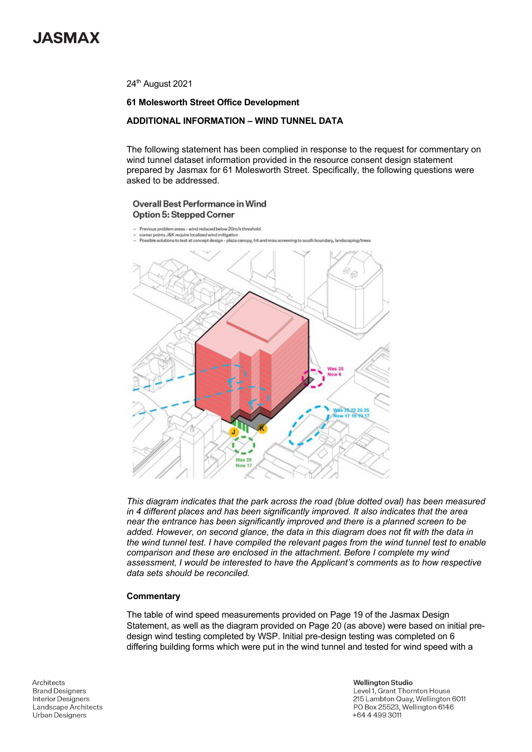24th August 2021

**61 Molesworth Street Office Development**

**ADDITIONAL INFORMATION – WIND TUNNEL DATA**

The following statement has been complied in response to the request for commentary on wind tunnel dataset information provided in the resource consent design statement prepared by Jasmax for 61 Molesworth Street. Specifically, the following questions were asked to be addressed.

Overall Best Performance in Wind
Option 5: Stepped Corner

- Previous problem areas - wind reduced below 20m/s threshold
- corner points J&K require localised wind mitigation
- Possible solutions to test at concept design - plaza canopy, hit and miss screening to south boundary, landscaping/trees

*This diagram indicates that the park across the road (blue dotted oval) has been measured in 4 different places and has been significantly improved. It also indicates that the area near the entrance has been significantly improved and there is a planned screen to be added. However, on second glance, the data in this diagram does not fit with the data in the wind tunnel test. I have compiled the relevant pages from the wind tunnel test to enable comparison and these are enclosed in the attachment. Before I complete my wind assessment, I would be interested to have the Applicant's comments as to how respective data sets should be reconciled.*

**Commentary**

The table of wind speed measurements provided on Page 19 of the Jasmax Design Statement, as well as the diagram provided on Page 20 (as above) were based on initial pre-design wind testing completed by WSP. Initial pre-design testing was completed on 6 differing building forms which were put in the wind tunnel and tested for wind speed with a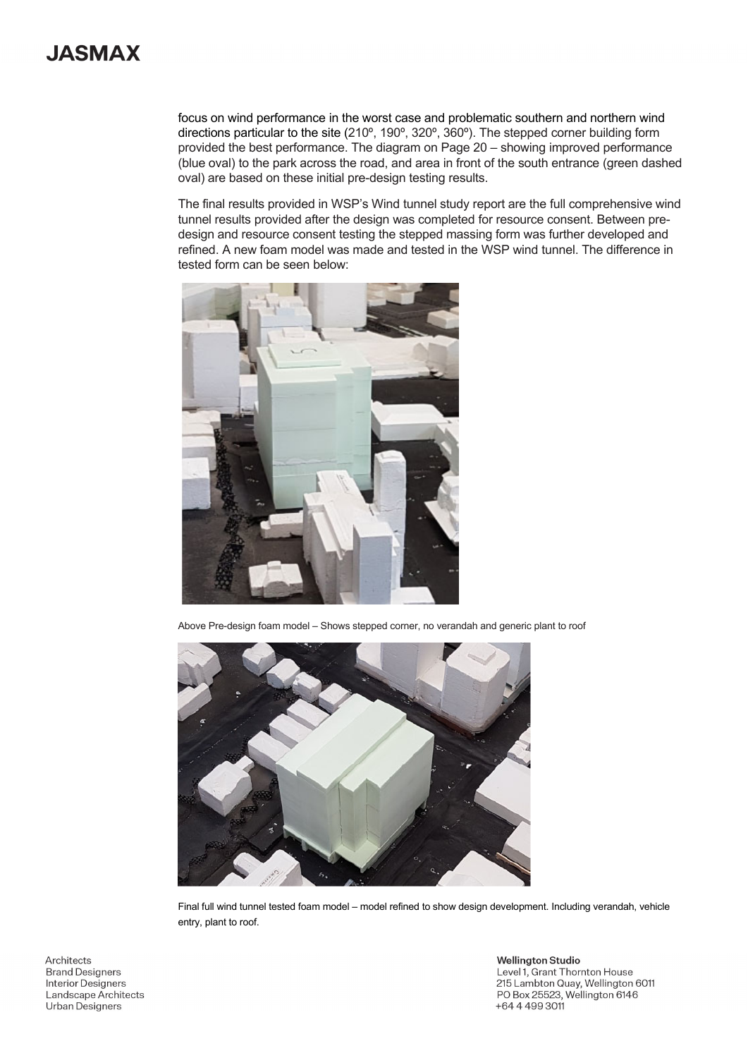focus on wind performance in the worst case and problematic southern and northern wind directions particular to the site (210º, 190º, 320º, 360º). The stepped corner building form provided the best performance. The diagram on Page 20 – showing improved performance (blue oval) to the park across the road, and area in front of the south entrance (green dashed oval) are based on these initial pre-design testing results.

The final results provided in WSP's Wind tunnel study report are the full comprehensive wind tunnel results provided after the design was completed for resource consent. Between pre-design and resource consent testing the stepped massing form was further developed and refined. A new foam model was made and tested in the WSP wind tunnel. The difference in tested form can be seen below:

Above Pre-design foam model – Shows stepped corner, no verandah and generic plant to roof

Final full wind tunnel tested foam model – model refined to show design development. Including verandah, vehicle entry, plant to roof.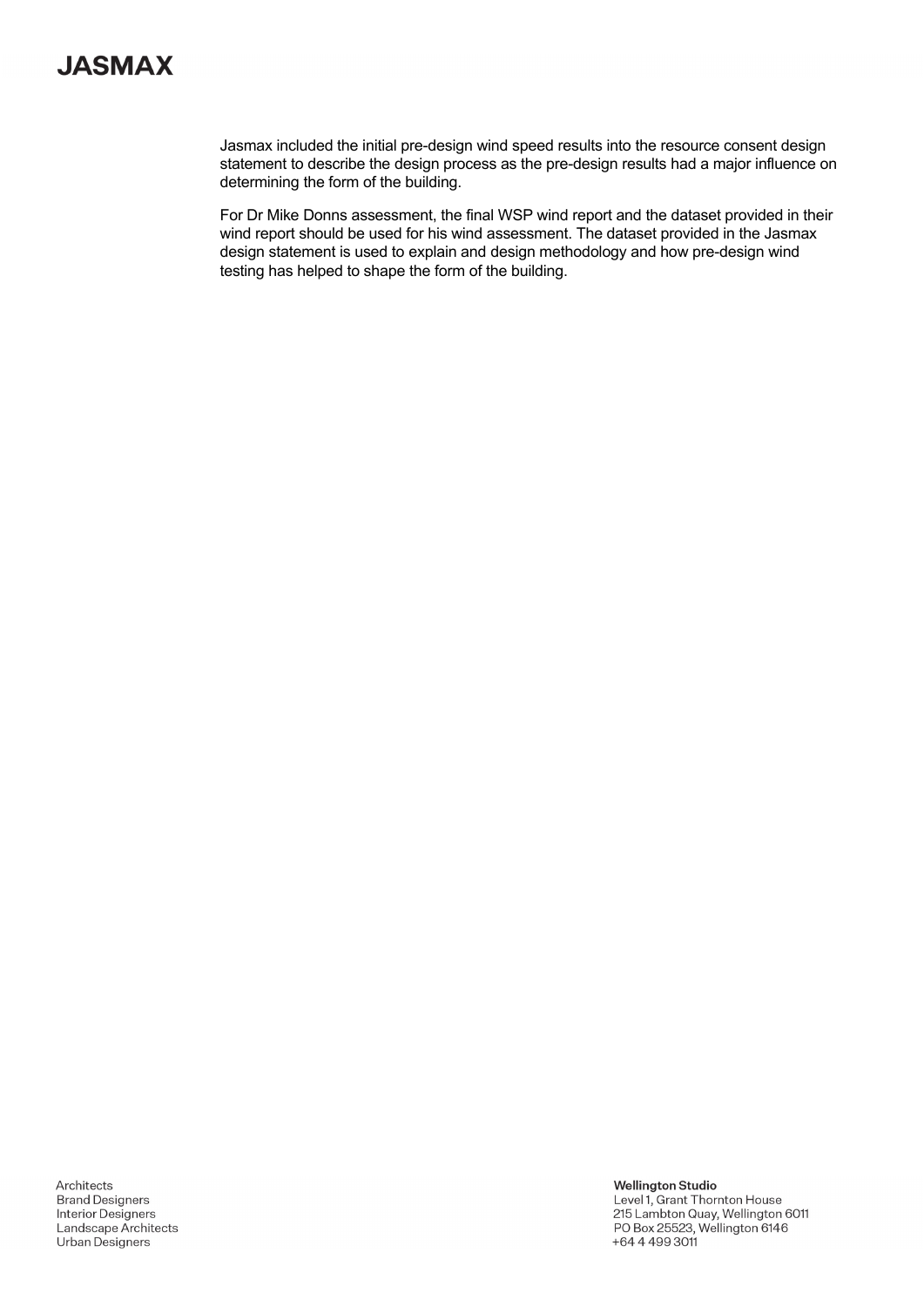Jasmax included the initial pre-design wind speed results into the resource consent design statement to describe the design process as the pre-design results had a major influence on determining the form of the building.

For Dr Mike Donns assessment, the final WSP wind report and the dataset provided in their wind report should be used for his wind assessment. The dataset provided in the Jasmax design statement is used to explain and design methodology and how pre-design wind testing has helped to shape the form of the building.